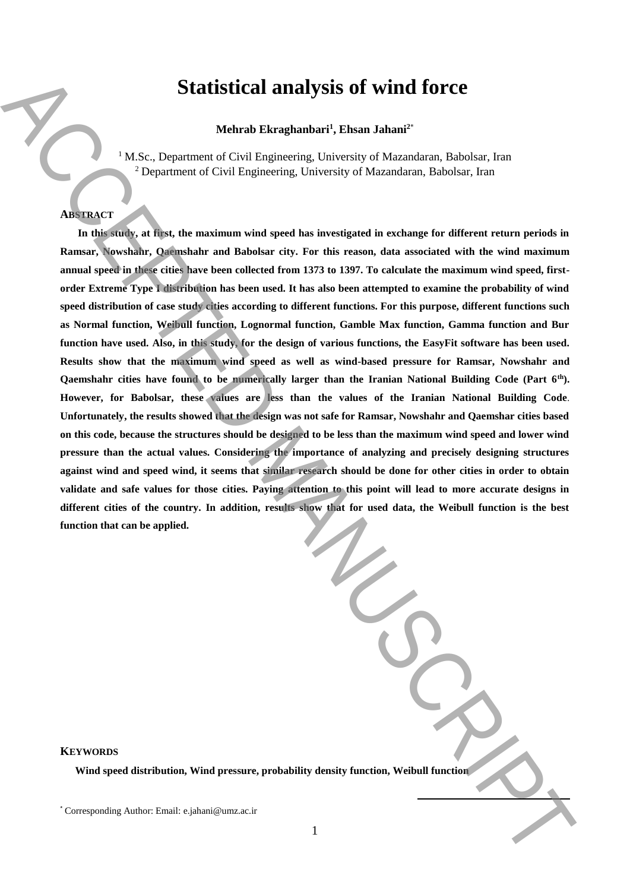# Statistical analysis of wind force

**Mehrab Ekraghanbari[1], Ehsan Jahani[2*]**

[1] M.Sc., Department of Civil Engineering, University of Mazandaran, Babolsar, Iran
[2] Department of Civil Engineering, University of Mazandaran, Babolsar, Iran

## ABSTRACT

**In this study, at first, the maximum wind speed has investigated in exchange for different return periods in Ramsar, Nowshahr, Qaemshahr and Babolsar city. For this reason, data associated with the wind maximum annual speed in these cities have been collected from 1373 to 1397. To calculate the maximum wind speed, first-order Extreme Type I distribution has been used. It has also been attempted to examine the probability of wind speed distribution of case study cities according to different functions. For this purpose, different functions such as Normal function, Weibull function, Lognormal function, Gamble Max function, Gamma function and Bur function have used. Also, in this study, for the design of various functions, the EasyFit software has been used. Results show that the maximum wind speed as well as wind-based pressure for Ramsar, Nowshahr and Qaemshahr cities have found to be numerically larger than the Iranian National Building Code (Part 6th). However, for Babolsar, these values are less than the values of the Iranian National Building Code. Unfortunately, the results showed that the design was not safe for Ramsar, Nowshahr and Qaemshar cities based on this code, because the structures should be designed to be less than the maximum wind speed and lower wind pressure than the actual values. Considering the importance of analyzing and precisely designing structures against wind and speed wind, it seems that similar research should be done for other cities in order to obtain validate and safe values for those cities. Paying attention to this point will lead to more accurate designs in different cities of the country. In addition, results show that for used data, the Weibull function is the best function that can be applied.**

## KEYWORDS

**Wind speed distribution, Wind pressure, probability density function, Weibull function**

[*] Corresponding Author: Email: e.jahani@umz.ac.ir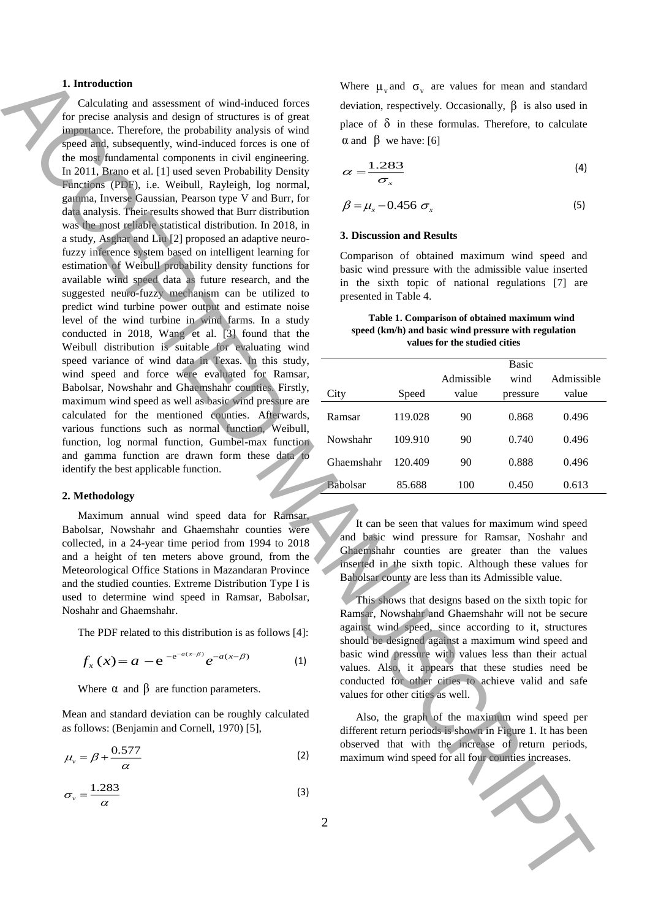## 1. Introduction

Calculating and assessment of wind-induced forces for precise analysis and design of structures is of great importance. Therefore, the probability analysis of wind speed and, subsequently, wind-induced forces is one of the most fundamental components in civil engineering. In 2011, Brano et al. [1] used seven Probability Density Functions (PDF), i.e. Weibull, Rayleigh, log normal, gamma, Inverse Gaussian, Pearson type V and Burr, for data analysis. Their results showed that Burr distribution was the most reliable statistical distribution. In 2018, in a study, Asghar and Liu [2] proposed an adaptive neuro-fuzzy inference system based on intelligent learning for estimation of Weibull probability density functions for available wind speed data as future research, and the suggested neuro-fuzzy mechanism can be utilized to predict wind turbine power output and estimate noise level of the wind turbine in wind farms. In a study conducted in 2018, Wang et al. [3] found that the Weibull distribution is suitable for evaluating wind speed variance of wind data in Texas. In this study, wind speed and force were evaluated for Ramsar, Babolsar, Nowshahr and Ghaemshahr counties. Firstly, maximum wind speed as well as basic wind pressure are calculated for the mentioned counties. Afterwards, various functions such as normal function, Weibull, function, log normal function, Gumbel-max function and gamma function are drawn form these data to identify the best applicable function.

## 2. Methodology

Maximum annual wind speed data for Ramsar, Babolsar, Nowshahr and Ghaemshahr counties were collected, in a 24-year time period from 1994 to 2018 and a height of ten meters above ground, from the Meteorological Office Stations in Mazandaran Province and the studied counties. Extreme Distribution Type I is used to determine wind speed in Ramsar, Babolsar, Noshahr and Ghaemshahr.

The PDF related to this distribution is as follows [4]:

$$f_x(x) = a - e^{-e^{-a(x-\beta)}} e^{-a(x-\beta)} \tag{1}$$

Where $\alpha$ and $\beta$ are function parameters.

Mean and standard deviation can be roughly calculated as follows: (Benjamin and Cornell, 1970) [5],

$$\mu_v = \beta + \frac{0.577}{\alpha} \tag{2}$$

$$\sigma_v = \frac{1.283}{\alpha} \tag{3}$$

Where $\mu_v$ and $\sigma_v$ are values for mean and standard deviation, respectively. Occasionally, $\beta$ is also used in place of $\delta$ in these formulas. Therefore, to calculate $\alpha$ and $\beta$ we have: [6]

$$\alpha = \frac{1.283}{\sigma_x} \tag{4}$$

$$\beta = \mu_x - 0.456\ \sigma_x \tag{5}$$

## 3. Discussion and Results

Comparison of obtained maximum wind speed and basic wind pressure with the admissible value inserted in the sixth topic of national regulations [7] are presented in Table 4.

**Table 1. Comparison of obtained maximum wind speed (km/h) and basic wind pressure with regulation values for the studied cities**

| City | Speed | Admissible value | Basic wind pressure | Admissible value |
|---|---|---|---|---|
| Ramsar | 119.028 | 90 | 0.868 | 0.496 |
| Nowshahr | 109.910 | 90 | 0.740 | 0.496 |
| Ghaemshahr | 120.409 | 90 | 0.888 | 0.496 |
| Babolsar | 85.688 | 100 | 0.450 | 0.613 |

It can be seen that values for maximum wind speed and basic wind pressure for Ramsar, Noshahr and Ghaemshahr counties are greater than the values inserted in the sixth topic. Although these values for Babolsar county are less than its Admissible value.

This shows that designs based on the sixth topic for Ramsar, Nowshahr and Ghaemshahr will not be secure against wind speed, since according to it, structures should be designed against a maximum wind speed and basic wind pressure with values less than their actual values. Also, it appears that these studies need be conducted for other cities to achieve valid and safe values for other cities as well.

Also, the graph of the maximum wind speed per different return periods is shown in Figure 1. It has been observed that with the increase of return periods, maximum wind speed for all four counties increases.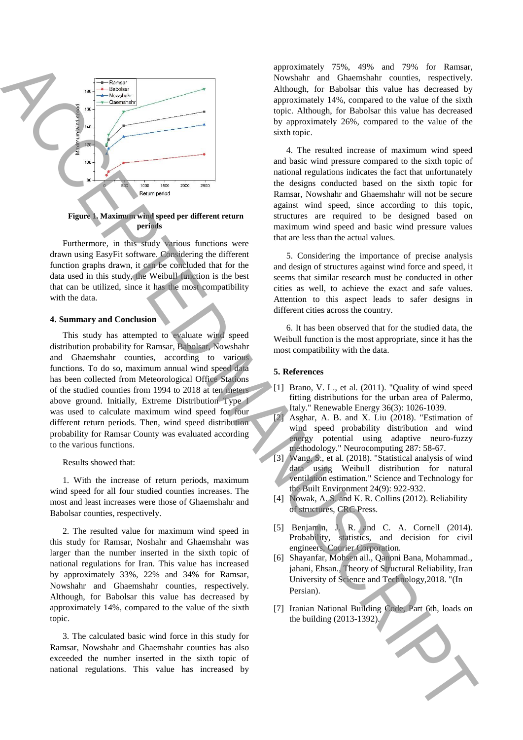Ramsar
Babolsar
Nowshahr
Qaemshahr
Maximum wind speed
180
160
140
120
100
80
0
500
1000
1500
2000
2500
Return period

**Figure 1. Maximum wind speed per different return periods**

Furthermore, in this study various functions were drawn using EasyFit software. Considering the different function graphs drawn, it can be concluded that for the data used in this study, the Weibull function is the best that can be utilized, since it has the most compatibility with the data.

#### 4. Summary and Conclusion

This study has attempted to evaluate wind speed distribution probability for Ramsar, Babolsar, Nowshahr and Ghaemshahr counties, according to various functions. To do so, maximum annual wind speed data has been collected from Meteorological Office Stations of the studied counties from 1994 to 2018 at ten meters above ground. Initially, Extreme Distribution Type I was used to calculate maximum wind speed for four different return periods. Then, wind speed distribution probability for Ramsar County was evaluated according to the various functions.

Results showed that:

1. With the increase of return periods, maximum wind speed for all four studied counties increases. The most and least increases were those of Ghaemshahr and Babolsar counties, respectively.

2. The resulted value for maximum wind speed in this study for Ramsar, Noshahr and Ghaemshahr was larger than the number inserted in the sixth topic of national regulations for Iran. This value has increased by approximately 33%, 22% and 34% for Ramsar, Nowshahr and Ghaemshahr counties, respectively. Although, for Babolsar this value has decreased by approximately 14%, compared to the value of the sixth topic.

3. The calculated basic wind force in this study for Ramsar, Nowshahr and Ghaemshahr counties has also exceeded the number inserted in the sixth topic of national regulations. This value has increased by approximately 75%, 49% and 79% for Ramsar, Nowshahr and Ghaemshahr counties, respectively. Although, for Babolsar this value has decreased by approximately 14%, compared to the value of the sixth topic. Although, for Babolsar this value has decreased by approximately 26%, compared to the value of the sixth topic.

4. The resulted increase of maximum wind speed and basic wind pressure compared to the sixth topic of national regulations indicates the fact that unfortunately the designs conducted based on the sixth topic for Ramsar, Nowshahr and Ghaemshahr will not be secure against wind speed, since according to this topic, structures are required to be designed based on maximum wind speed and basic wind pressure values that are less than the actual values.

5. Considering the importance of precise analysis and design of structures against wind force and speed, it seems that similar research must be conducted in other cities as well, to achieve the exact and safe values. Attention to this aspect leads to safer designs in different cities across the country.

6. It has been observed that for the studied data, the Weibull function is the most appropriate, since it has the most compatibility with the data.

#### 5. References

[1] Brano, V. L., et al. (2011). "Quality of wind speed fitting distributions for the urban area of Palermo, Italy." Renewable Energy 36(3): 1026-1039.

[2] Asghar, A. B. and X. Liu (2018). "Estimation of wind speed probability distribution and wind energy potential using adaptive neuro-fuzzy methodology." Neurocomputing 287: 58-67.

[3] Wang, S., et al. (2018). "Statistical analysis of wind data using Weibull distribution for natural ventilation estimation." Science and Technology for the Built Environment 24(9): 922-932.

[4] Nowak, A. S. and K. R. Collins (2012). Reliability of structures, CRC Press.

[5] Benjamin, J. R. and C. A. Cornell (2014). Probability, statistics, and decision for civil engineers, Courier Corporation.

[6] Shayanfar, Mohsen ail., Qanoni Bana, Mohammad., jahani, Ehsan., Theory of Structural Reliability, Iran University of Science and Technology,2018. "(In Persian).

[7] Iranian National Building Code, Part 6th, loads on the building (2013-1392).